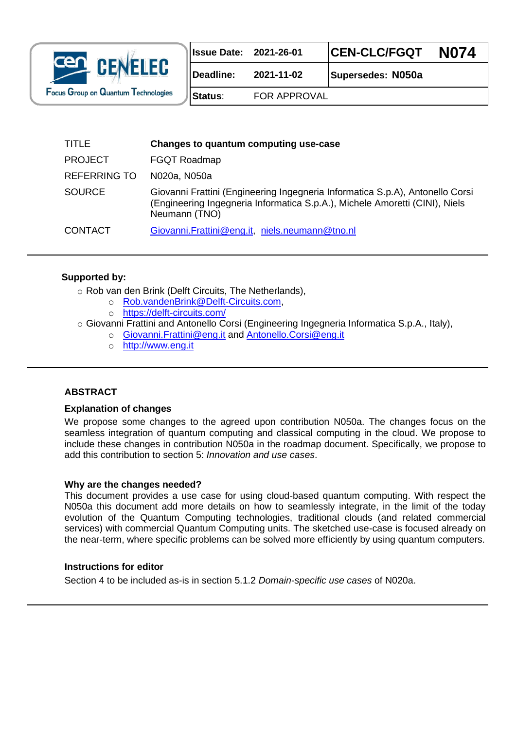| | Issue Date: | 2021-26-01 | CEN-CLC/FGQT | N074 |
|---|---|---|---|---|
| CEN CENELEC Focus Group on Quantum Technologies | Deadline: | 2021-11-02 | Supersedes: N050a | |
| | Status: | FOR APPROVAL | | |

| | |
|---|---|
| TITLE | **Changes to quantum computing use-case** |
| PROJECT | FGQT Roadmap |
| REFERRING TO | N020a, N050a |
| SOURCE | Giovanni Frattini (Engineering Ingegneria Informatica S.p.A), Antonello Corsi (Engineering Ingegneria Informatica S.p.A.), Michele Amoretti (CINI), Niels Neumann (TNO) |
| CONTACT | Giovanni.Frattini@eng.it, niels.neumann@tno.nl |

---

**Supported by:**

- Rob van den Brink (Delft Circuits, The Netherlands),
  - Rob.vandenBrink@Delft-Circuits.com,
  - https://delft-circuits.com/
- Giovanni Frattini and Antonello Corsi (Engineering Ingegneria Informatica S.p.A., Italy),
  - Giovanni.Frattini@eng.it and Antonello.Corsi@eng.it
  - http://www.eng.it

---

## ABSTRACT

### Explanation of changes

We propose some changes to the agreed upon contribution N050a. The changes focus on the seamless integration of quantum computing and classical computing in the cloud. We propose to include these changes in contribution N050a in the roadmap document. Specifically, we propose to add this contribution to section 5: *Innovation and use cases*.

### Why are the changes needed?

This document provides a use case for using cloud-based quantum computing. With respect the N050a this document add more details on how to seamlessly integrate, in the limit of the today evolution of the Quantum Computing technologies, traditional clouds (and related commercial services) with commercial Quantum Computing units. The sketched use-case is focused already on the near-term, where specific problems can be solved more efficiently by using quantum computers.

### Instructions for editor

Section 4 to be included as-is in section 5.1.2 *Domain-specific use cases* of N020a.

---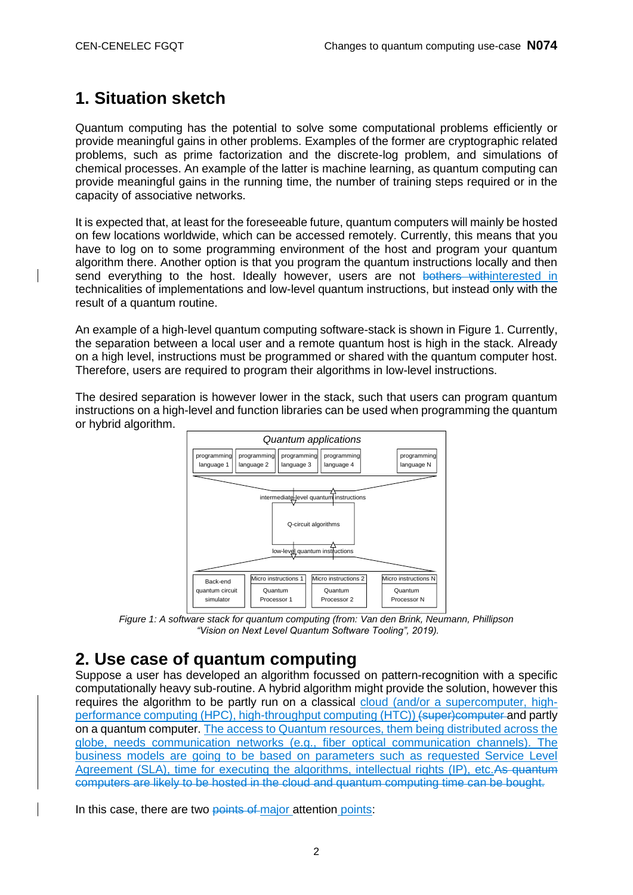# 1. Situation sketch

Quantum computing has the potential to solve some computational problems efficiently or provide meaningful gains in other problems. Examples of the former are cryptographic related problems, such as prime factorization and the discrete-log problem, and simulations of chemical processes. An example of the latter is machine learning, as quantum computing can provide meaningful gains in the running time, the number of training steps required or in the capacity of associative networks.

It is expected that, at least for the foreseeable future, quantum computers will mainly be hosted on few locations worldwide, which can be accessed remotely. Currently, this means that you have to log on to some programming environment of the host and program your quantum algorithm there. Another option is that you program the quantum instructions locally and then send everything to the host. Ideally however, users are not ~~bothers with~~interested in technicalities of implementations and low-level quantum instructions, but instead only with the result of a quantum routine.

An example of a high-level quantum computing software-stack is shown in Figure 1. Currently, the separation between a local user and a remote quantum host is high in the stack. Already on a high level, instructions must be programmed or shared with the quantum computer host. Therefore, users are required to program their algorithms in low-level instructions.

The desired separation is however lower in the stack, such that users can program quantum instructions on a high-level and function libraries can be used when programming the quantum or hybrid algorithm.

*Figure 1: A software stack for quantum computing (from: Van den Brink, Neumann, Phillipson "Vision on Next Level Quantum Software Tooling", 2019).*

# 2. Use case of quantum computing

Suppose a user has developed an algorithm focussed on pattern-recognition with a specific computationally heavy sub-routine. A hybrid algorithm might provide the solution, however this requires the algorithm to be partly run on a classical cloud (and/or a supercomputer, high-performance computing (HPC), high-throughput computing (HTC)) ~~(super)computer~~ and partly on a quantum computer. The access to Quantum resources, them being distributed across the globe, needs communication networks (e.g., fiber optical communication channels). The business models are going to be based on parameters such as requested Service Level Agreement (SLA), time for executing the algorithms, intellectual rights (IP), etc.~~As quantum computers are likely to be hosted in the cloud and quantum computing time can be bought.~~

In this case, there are two ~~points of~~ major attention points: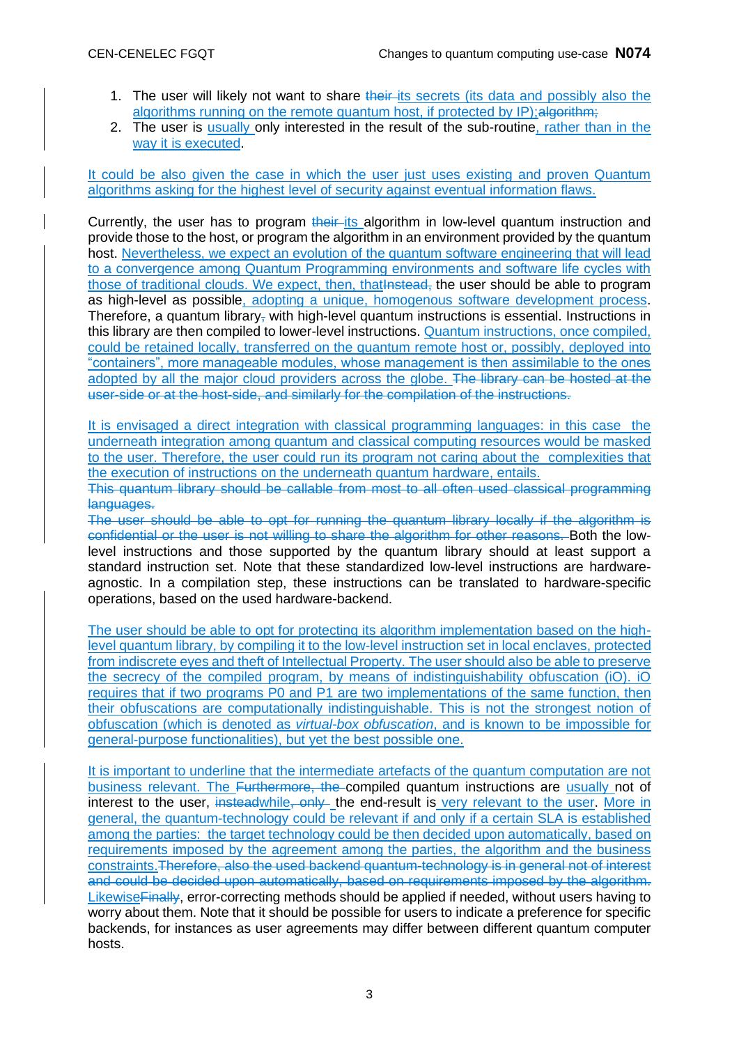1. The user will likely not want to share ~~their~~ its secrets (its data and possibly also the algorithms running on the remote quantum host, if protected by IP);~~algorithm;~~
2. The user is usually only interested in the result of the sub-routine, rather than in the way it is executed.

It could be also given the case in which the user just uses existing and proven Quantum algorithms asking for the highest level of security against eventual information flaws.

Currently, the user has to program ~~their~~ its algorithm in low-level quantum instruction and provide those to the host, or program the algorithm in an environment provided by the quantum host. Nevertheless, we expect an evolution of the quantum software engineering that will lead to a convergence among Quantum Programming environments and software life cycles with those of traditional clouds. We expect, then, that~~Instead,~~ the user should be able to program as high-level as possible, adopting a unique, homogenous software development process. Therefore, a quantum library~~,~~ with high-level quantum instructions is essential. Instructions in this library are then compiled to lower-level instructions. Quantum instructions, once compiled, could be retained locally, transferred on the quantum remote host or, possibly, deployed into "containers", more manageable modules, whose management is then assimilable to the ones adopted by all the major cloud providers across the globe. ~~The library can be hosted at the user-side or at the host-side, and similarly for the compilation of the instructions.~~

It is envisaged a direct integration with classical programming languages: in this case the underneath integration among quantum and classical computing resources would be masked to the user. Therefore, the user could run its program not caring about the complexities that the execution of instructions on the underneath quantum hardware, entails.
~~This quantum library should be callable from most to all often used classical programming languages.~~
~~The user should be able to opt for running the quantum library locally if the algorithm is confidential or the user is not willing to share the algorithm for other reasons.~~ Both the low-level instructions and those supported by the quantum library should at least support a standard instruction set. Note that these standardized low-level instructions are hardware-agnostic. In a compilation step, these instructions can be translated to hardware-specific operations, based on the used hardware-backend.

The user should be able to opt for protecting its algorithm implementation based on the high-level quantum library, by compiling it to the low-level instruction set in local enclaves, protected from indiscrete eyes and theft of Intellectual Property. The user should also be able to preserve the secrecy of the compiled program, by means of indistinguishability obfuscation (iO). iO requires that if two programs P0 and P1 are two implementations of the same function, then their obfuscations are computationally indistinguishable. This is not the strongest notion of obfuscation (which is denoted as *virtual-box obfuscation*, and is known to be impossible for general-purpose functionalities), but yet the best possible one.

It is important to underline that the intermediate artefacts of the quantum computation are not business relevant. The ~~Furthermore, the~~ compiled quantum instructions are usually not of interest to the user, ~~instead~~while~~, only~~ the end-result is very relevant to the user. More in general, the quantum-technology could be relevant if and only if a certain SLA is established among the parties: the target technology could be then decided upon automatically, based on requirements imposed by the agreement among the parties, the algorithm and the business constraints.~~Therefore, also the used backend quantum-technology is in general not of interest and could be decided upon automatically, based on requirements imposed by the algorithm.~~ Likewise~~Finally~~, error-correcting methods should be applied if needed, without users having to worry about them. Note that it should be possible for users to indicate a preference for specific backends, for instances as user agreements may differ between different quantum computer hosts.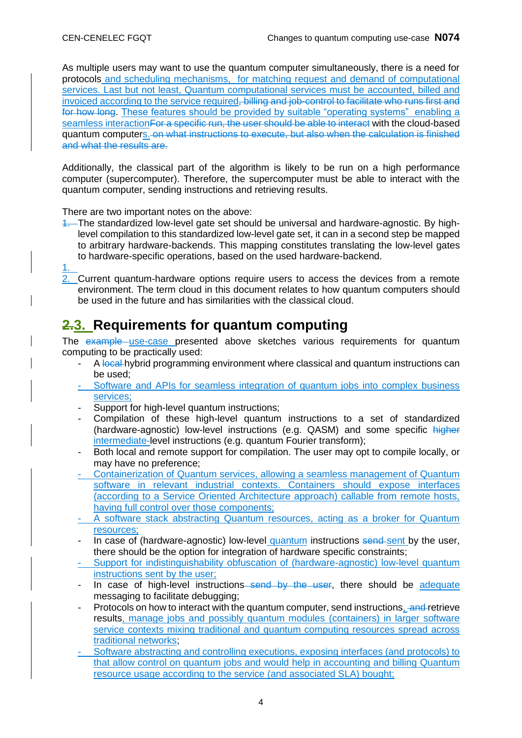As multiple users may want to use the quantum computer simultaneously, there is a need for protocols and scheduling mechanisms, for matching request and demand of computational services. Last but not least, Quantum computational services must be accounted, billed and invoiced according to the service required~~, billing and job-control to facilitate who runs first and for how long~~. These features should be provided by suitable "operating systems" enabling a seamless interaction~~For a specific run, the user should be able to interact~~ with the cloud-based quantum computers.~~ on what instructions to execute, but also when the calculation is finished and what the results are.~~

Additionally, the classical part of the algorithm is likely to be run on a high performance computer (supercomputer). Therefore, the supercomputer must be able to interact with the quantum computer, sending instructions and retrieving results.

There are two important notes on the above:

1. The standardized low-level gate set should be universal and hardware-agnostic. By high-level compilation to this standardized low-level gate set, it can in a second step be mapped to arbitrary hardware-backends. This mapping constitutes translating the low-level gates to hardware-specific operations, based on the used hardware-backend.
2. Current quantum-hardware options require users to access the devices from a remote environment. The term cloud in this document relates to how quantum computers should be used in the future and has similarities with the classical cloud.

## ~~2.~~3. Requirements for quantum computing

The ~~example~~ use-case presented above sketches various requirements for quantum computing to be practically used:

- A ~~local~~ hybrid programming environment where classical and quantum instructions can be used;
- Software and APIs for seamless integration of quantum jobs into complex business services;
- Support for high-level quantum instructions;
- Compilation of these high-level quantum instructions to a set of standardized (hardware-agnostic) low-level instructions (e.g. QASM) and some specific ~~higher~~ intermediate-level instructions (e.g. quantum Fourier transform);
- Both local and remote support for compilation. The user may opt to compile locally, or may have no preference;
- Containerization of Quantum services, allowing a seamless management of Quantum software in relevant industrial contexts. Containers should expose interfaces (according to a Service Oriented Architecture approach) callable from remote hosts, having full control over those components;
- A software stack abstracting Quantum resources, acting as a broker for Quantum resources;
- In case of (hardware-agnostic) low-level quantum instructions ~~send~~ sent by the user, there should be the option for integration of hardware specific constraints;
- Support for indistinguishability obfuscation of (hardware-agnostic) low-level quantum instructions sent by the user;
- In case of high-level instructions ~~send by the user~~, there should be adequate messaging to facilitate debugging;
- Protocols on how to interact with the quantum computer, send instructions, ~~and~~ retrieve results, manage jobs and possibly quantum modules (containers) in larger software service contexts mixing traditional and quantum computing resources spread across traditional networks;
- Software abstracting and controlling executions, exposing interfaces (and protocols) to that allow control on quantum jobs and would help in accounting and billing Quantum resource usage according to the service (and associated SLA) bought;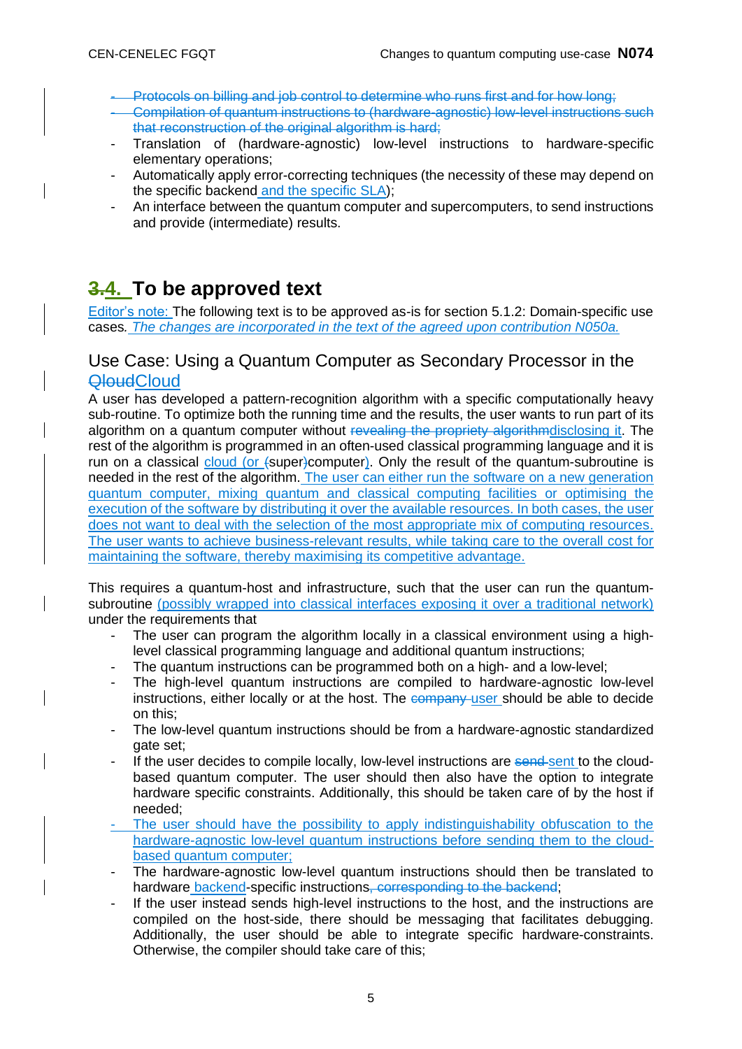- ~~Protocols on billing and job control to determine who runs first and for how long;~~
- ~~Compilation of quantum instructions to (hardware-agnostic) low-level instructions such that reconstruction of the original algorithm is hard;~~
- Translation of (hardware-agnostic) low-level instructions to hardware-specific elementary operations;
- Automatically apply error-correcting techniques (the necessity of these may depend on the specific backend and the specific SLA);
- An interface between the quantum computer and supercomputers, to send instructions and provide (intermediate) results.

# ~~3.~~4. To be approved text

Editor's note: The following text is to be approved as-is for section 5.1.2: Domain-specific use cases. *The changes are incorporated in the text of the agreed upon contribution N050a.*

## Use Case: Using a Quantum Computer as Secondary Processor in the ~~Qloud~~Cloud

A user has developed a pattern-recognition algorithm with a specific computationally heavy sub-routine. To optimize both the running time and the results, the user wants to run part of its algorithm on a quantum computer without ~~revealing the propriety algorithm~~disclosing it. The rest of the algorithm is programmed in an often-used classical programming language and it is run on a classical cloud (or ~~(~~super~~)~~computer). Only the result of the quantum-subroutine is needed in the rest of the algorithm. The user can either run the software on a new generation quantum computer, mixing quantum and classical computing facilities or optimising the execution of the software by distributing it over the available resources. In both cases, the user does not want to deal with the selection of the most appropriate mix of computing resources. The user wants to achieve business-relevant results, while taking care to the overall cost for maintaining the software, thereby maximising its competitive advantage.

This requires a quantum-host and infrastructure, such that the user can run the quantum-subroutine (possibly wrapped into classical interfaces exposing it over a traditional network) under the requirements that

- The user can program the algorithm locally in a classical environment using a high-level classical programming language and additional quantum instructions;
- The quantum instructions can be programmed both on a high- and a low-level;
- The high-level quantum instructions are compiled to hardware-agnostic low-level instructions, either locally or at the host. The ~~company~~ user should be able to decide on this;
- The low-level quantum instructions should be from a hardware-agnostic standardized gate set;
- If the user decides to compile locally, low-level instructions are ~~send~~ sent to the cloud-based quantum computer. The user should then also have the option to integrate hardware specific constraints. Additionally, this should be taken care of by the host if needed;
- The user should have the possibility to apply indistinguishability obfuscation to the hardware-agnostic low-level quantum instructions before sending them to the cloud-based quantum computer;
- The hardware-agnostic low-level quantum instructions should then be translated to hardware backend-specific instructions~~, corresponding to the backend~~;
- If the user instead sends high-level instructions to the host, and the instructions are compiled on the host-side, there should be messaging that facilitates debugging. Additionally, the user should be able to integrate specific hardware-constraints. Otherwise, the compiler should take care of this;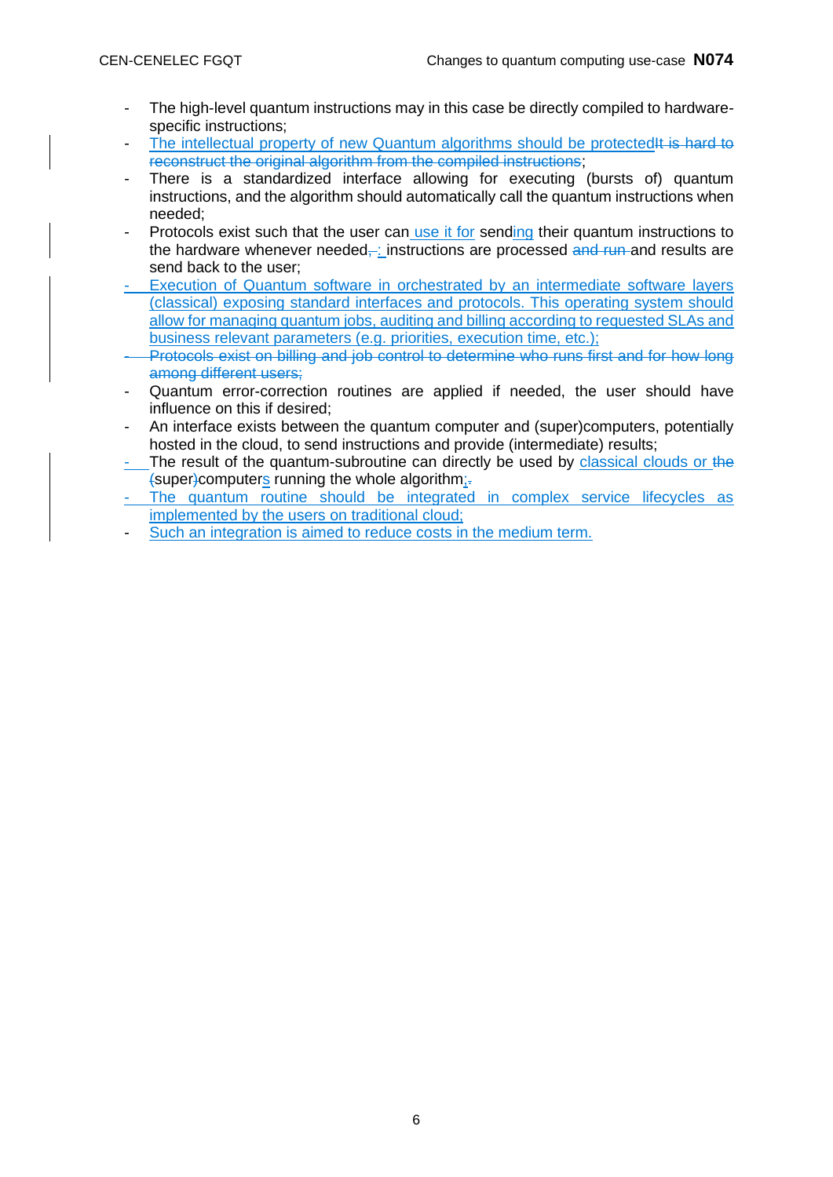- The high-level quantum instructions may in this case be directly compiled to hardware-specific instructions;
- The intellectual property of new Quantum algorithms should be protected~~It is hard to reconstruct the original algorithm from the compiled instructions~~;
- There is a standardized interface allowing for executing (bursts of) quantum instructions, and the algorithm should automatically call the quantum instructions when needed;
- Protocols exist such that the user can use it for sending their quantum instructions to the hardware whenever needed~~,~~; instructions are processed ~~and run~~ and results are send back to the user;
- Execution of Quantum software in orchestrated by an intermediate software layers (classical) exposing standard interfaces and protocols. This operating system should allow for managing quantum jobs, auditing and billing according to requested SLAs and business relevant parameters (e.g. priorities, execution time, etc.);
- ~~Protocols exist on billing and job control to determine who runs first and for how long among different users;~~
- Quantum error-correction routines are applied if needed, the user should have influence on this if desired;
- An interface exists between the quantum computer and (super)computers, potentially hosted in the cloud, to send instructions and provide (intermediate) results;
- The result of the quantum-subroutine can directly be used by classical clouds or ~~the (~~super~~)~~computers running the whole algorithm;~~.~~
- The quantum routine should be integrated in complex service lifecycles as implemented by the users on traditional cloud;
- Such an integration is aimed to reduce costs in the medium term.